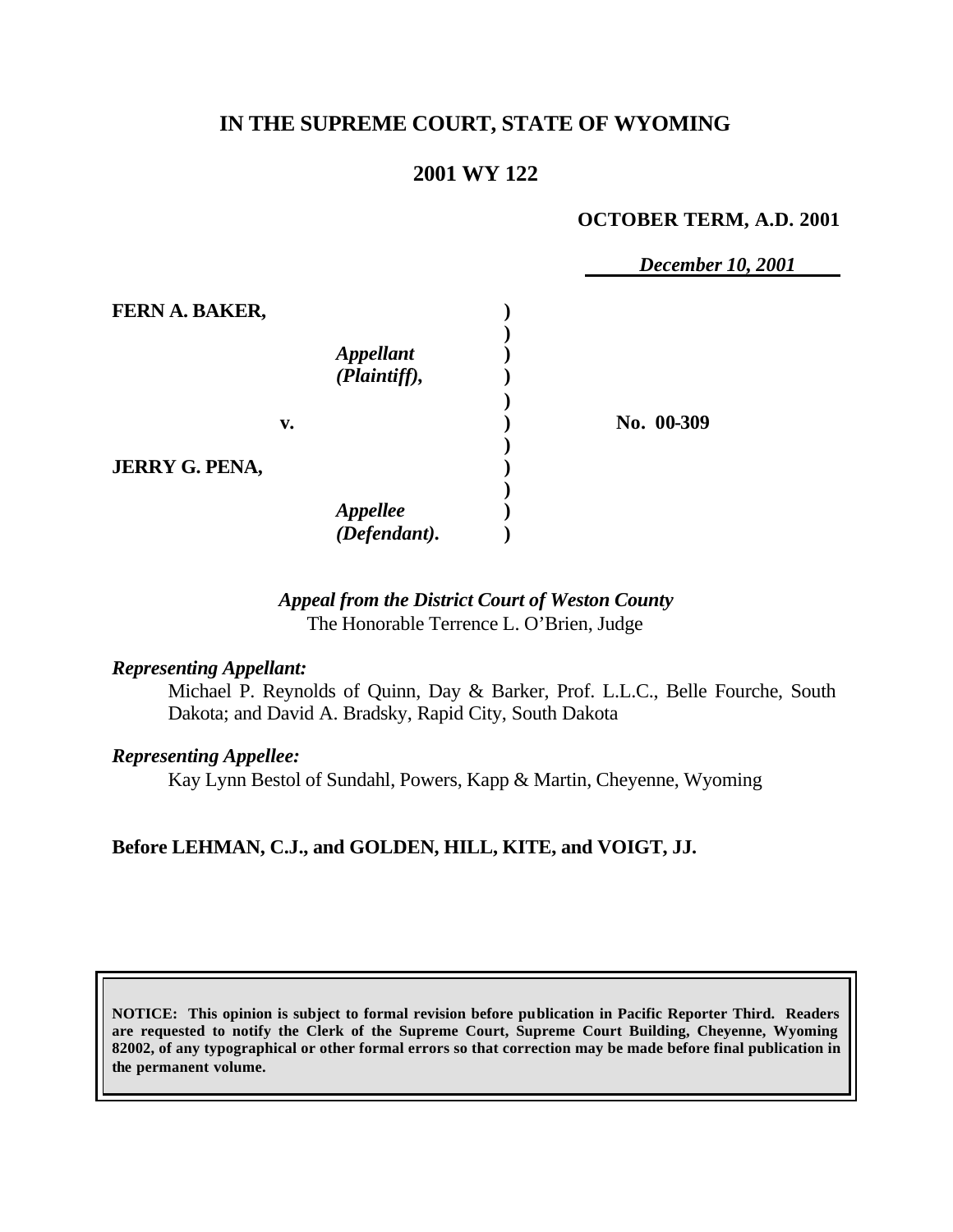# IN THE SUPREME COURT, STATE OF WYOMING

## 2001 WY 122

**OCTOBER TERM, A.D. 2001**

*December 10, 2001*

| | | |
|---|---|---|
| **FERN A. BAKER,** | | |
| *Appellant (Plaintiff),* | | |
| **v.** | | **No. 00-309** |
| **JERRY G. PENA,** | | |
| *Appellee (Defendant).* | | |

*Appeal from the District Court of Weston County*
The Honorable Terrence L. O'Brien, Judge

*Representing Appellant:*

Michael P. Reynolds of Quinn, Day & Barker, Prof. L.L.C., Belle Fourche, South Dakota; and David A. Bradsky, Rapid City, South Dakota

*Representing Appellee:*

Kay Lynn Bestol of Sundahl, Powers, Kapp & Martin, Cheyenne, Wyoming

**Before LEHMAN, C.J., and GOLDEN, HILL, KITE, and VOIGT, JJ.**

**NOTICE: This opinion is subject to formal revision before publication in Pacific Reporter Third. Readers are requested to notify the Clerk of the Supreme Court, Supreme Court Building, Cheyenne, Wyoming 82002, of any typographical or other formal errors so that correction may be made before final publication in the permanent volume.**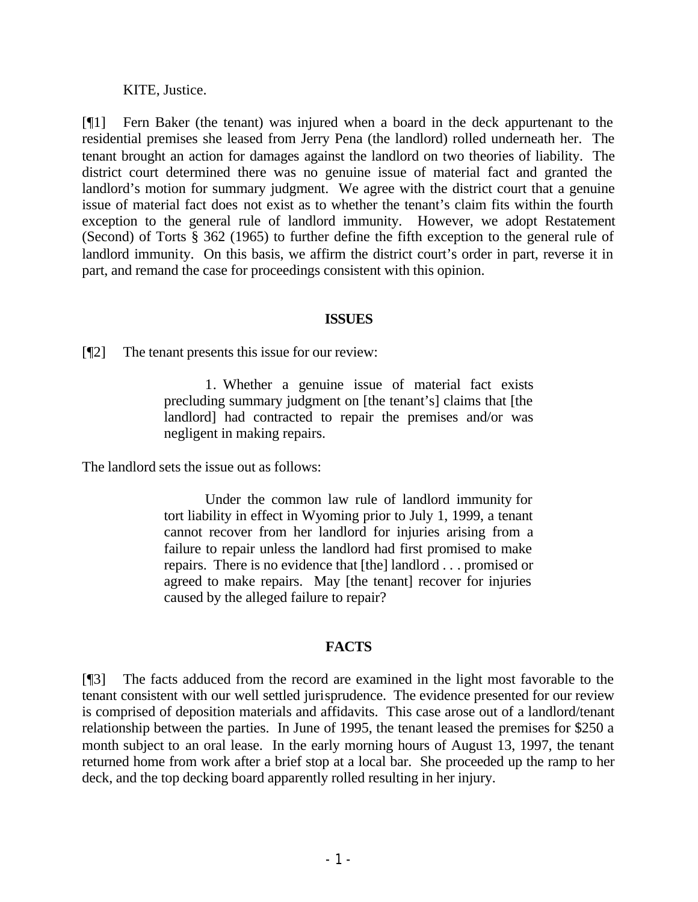KITE, Justice.

[¶1] Fern Baker (the tenant) was injured when a board in the deck appurtenant to the residential premises she leased from Jerry Pena (the landlord) rolled underneath her. The tenant brought an action for damages against the landlord on two theories of liability. The district court determined there was no genuine issue of material fact and granted the landlord's motion for summary judgment. We agree with the district court that a genuine issue of material fact does not exist as to whether the tenant's claim fits within the fourth exception to the general rule of landlord immunity. However, we adopt Restatement (Second) of Torts § 362 (1965) to further define the fifth exception to the general rule of landlord immunity. On this basis, we affirm the district court's order in part, reverse it in part, and remand the case for proceedings consistent with this opinion.

## ISSUES

[¶2] The tenant presents this issue for our review:

> 1. Whether a genuine issue of material fact exists precluding summary judgment on [the tenant's] claims that [the landlord] had contracted to repair the premises and/or was negligent in making repairs.

The landlord sets the issue out as follows:

> Under the common law rule of landlord immunity for tort liability in effect in Wyoming prior to July 1, 1999, a tenant cannot recover from her landlord for injuries arising from a failure to repair unless the landlord had first promised to make repairs. There is no evidence that [the] landlord . . . promised or agreed to make repairs. May [the tenant] recover for injuries caused by the alleged failure to repair?

## FACTS

[¶3] The facts adduced from the record are examined in the light most favorable to the tenant consistent with our well settled jurisprudence. The evidence presented for our review is comprised of deposition materials and affidavits. This case arose out of a landlord/tenant relationship between the parties. In June of 1995, the tenant leased the premises for $250 a month subject to an oral lease. In the early morning hours of August 13, 1997, the tenant returned home from work after a brief stop at a local bar. She proceeded up the ramp to her deck, and the top decking board apparently rolled resulting in her injury.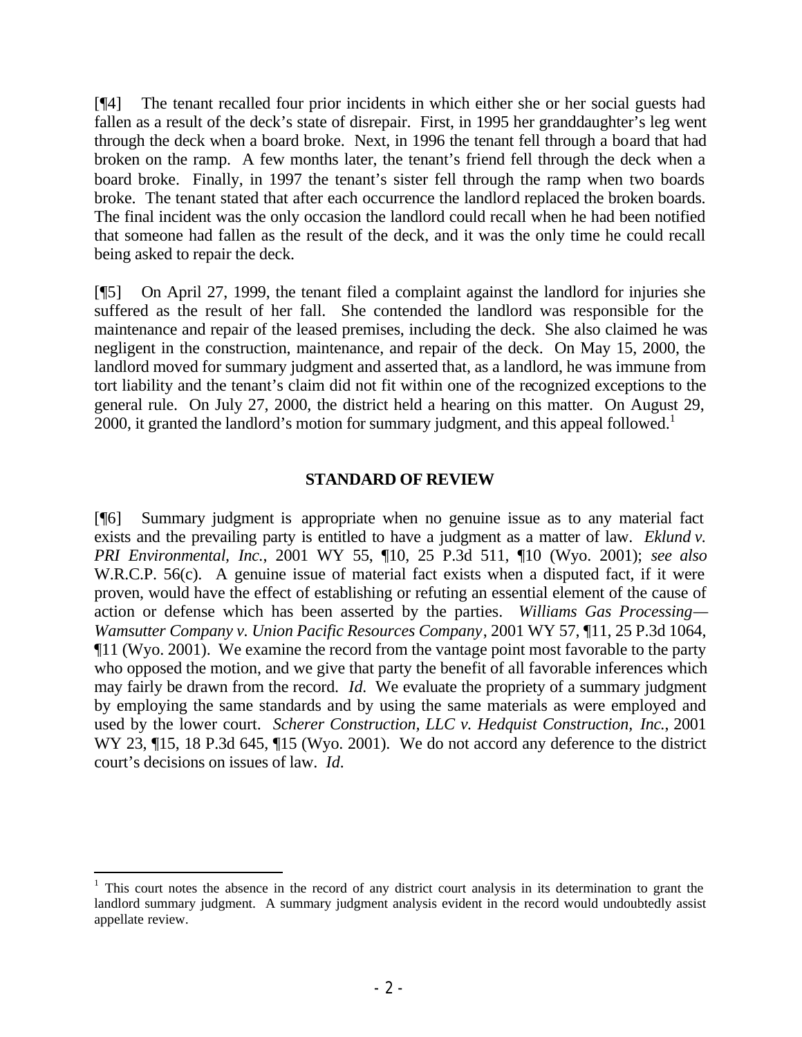[¶4] The tenant recalled four prior incidents in which either she or her social guests had fallen as a result of the deck's state of disrepair. First, in 1995 her granddaughter's leg went through the deck when a board broke. Next, in 1996 the tenant fell through a board that had broken on the ramp. A few months later, the tenant's friend fell through the deck when a board broke. Finally, in 1997 the tenant's sister fell through the ramp when two boards broke. The tenant stated that after each occurrence the landlord replaced the broken boards. The final incident was the only occasion the landlord could recall when he had been notified that someone had fallen as the result of the deck, and it was the only time he could recall being asked to repair the deck.

[¶5] On April 27, 1999, the tenant filed a complaint against the landlord for injuries she suffered as the result of her fall. She contended the landlord was responsible for the maintenance and repair of the leased premises, including the deck. She also claimed he was negligent in the construction, maintenance, and repair of the deck. On May 15, 2000, the landlord moved for summary judgment and asserted that, as a landlord, he was immune from tort liability and the tenant's claim did not fit within one of the recognized exceptions to the general rule. On July 27, 2000, the district held a hearing on this matter. On August 29, 2000, it granted the landlord's motion for summary judgment, and this appeal followed.[1]

## STANDARD OF REVIEW

[¶6] Summary judgment is appropriate when no genuine issue as to any material fact exists and the prevailing party is entitled to have a judgment as a matter of law. *Eklund v. PRI Environmental, Inc.*, 2001 WY 55, ¶10, 25 P.3d 511, ¶10 (Wyo. 2001); *see also* W.R.C.P. 56(c). A genuine issue of material fact exists when a disputed fact, if it were proven, would have the effect of establishing or refuting an essential element of the cause of action or defense which has been asserted by the parties. *Williams Gas Processing—Wamsutter Company v. Union Pacific Resources Company*, 2001 WY 57, ¶11, 25 P.3d 1064, ¶11 (Wyo. 2001). We examine the record from the vantage point most favorable to the party who opposed the motion, and we give that party the benefit of all favorable inferences which may fairly be drawn from the record. *Id.* We evaluate the propriety of a summary judgment by employing the same standards and by using the same materials as were employed and used by the lower court. *Scherer Construction, LLC v. Hedquist Construction, Inc.*, 2001 WY 23, ¶15, 18 P.3d 645, ¶15 (Wyo. 2001). We do not accord any deference to the district court's decisions on issues of law. *Id.*

---

[1] This court notes the absence in the record of any district court analysis in its determination to grant the landlord summary judgment. A summary judgment analysis evident in the record would undoubtedly assist appellate review.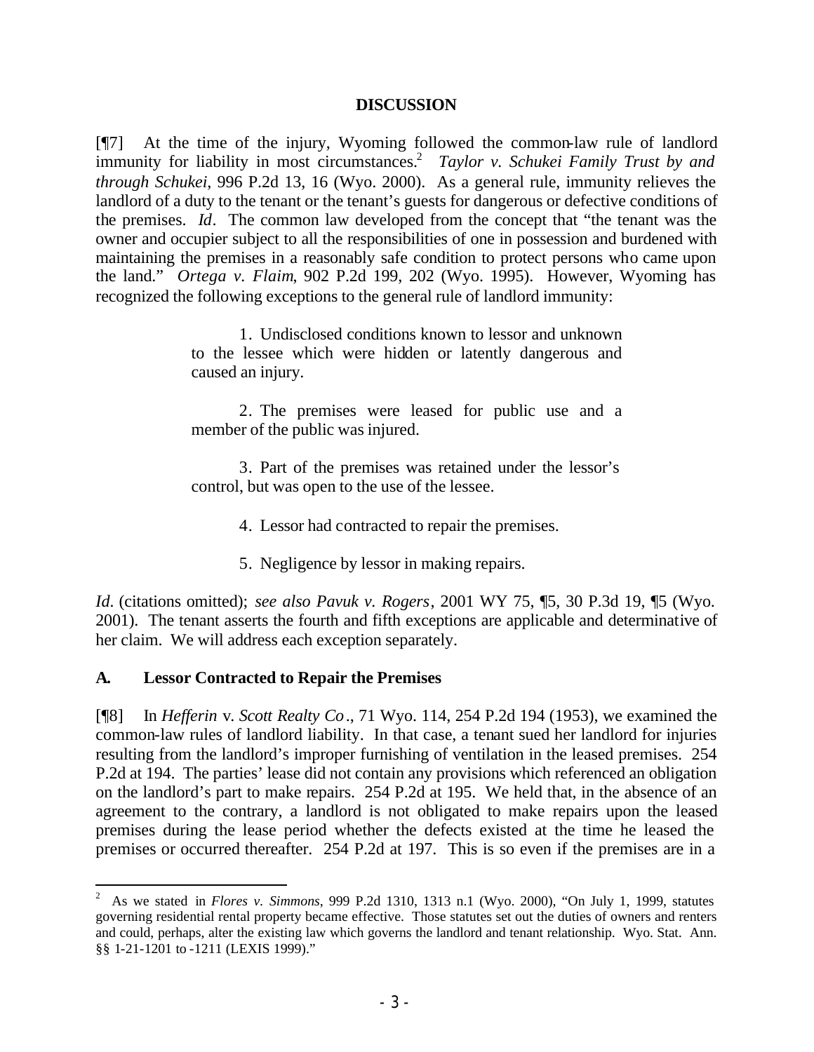## DISCUSSION

[¶7] At the time of the injury, Wyoming followed the common-law rule of landlord immunity for liability in most circumstances.[2] *Taylor v. Schukei Family Trust by and through Schukei*, 996 P.2d 13, 16 (Wyo. 2000). As a general rule, immunity relieves the landlord of a duty to the tenant or the tenant's guests for dangerous or defective conditions of the premises. *Id*. The common law developed from the concept that "the tenant was the owner and occupier subject to all the responsibilities of one in possession and burdened with maintaining the premises in a reasonably safe condition to protect persons who came upon the land." *Ortega v. Flaim*, 902 P.2d 199, 202 (Wyo. 1995). However, Wyoming has recognized the following exceptions to the general rule of landlord immunity:

> 1. Undisclosed conditions known to lessor and unknown to the lessee which were hidden or latently dangerous and caused an injury.
>
> 2. The premises were leased for public use and a member of the public was injured.
>
> 3. Part of the premises was retained under the lessor's control, but was open to the use of the lessee.
>
> 4. Lessor had contracted to repair the premises.
>
> 5. Negligence by lessor in making repairs.

*Id*. (citations omitted); *see also Pavuk v. Rogers*, 2001 WY 75, ¶5, 30 P.3d 19, ¶5 (Wyo. 2001). The tenant asserts the fourth and fifth exceptions are applicable and determinative of her claim. We will address each exception separately.

### A. Lessor Contracted to Repair the Premises

[¶8] In *Hefferin* v. *Scott Realty Co*., 71 Wyo. 114, 254 P.2d 194 (1953), we examined the common-law rules of landlord liability. In that case, a tenant sued her landlord for injuries resulting from the landlord's improper furnishing of ventilation in the leased premises. 254 P.2d at 194. The parties' lease did not contain any provisions which referenced an obligation on the landlord's part to make repairs. 254 P.2d at 195. We held that, in the absence of an agreement to the contrary, a landlord is not obligated to make repairs upon the leased premises during the lease period whether the defects existed at the time he leased the premises or occurred thereafter. 254 P.2d at 197. This is so even if the premises are in a

---

[2] As we stated in *Flores v. Simmons*, 999 P.2d 1310, 1313 n.1 (Wyo. 2000), "On July 1, 1999, statutes governing residential rental property became effective. Those statutes set out the duties of owners and renters and could, perhaps, alter the existing law which governs the landlord and tenant relationship. Wyo. Stat. Ann. §§ 1-21-1201 to -1211 (LEXIS 1999)."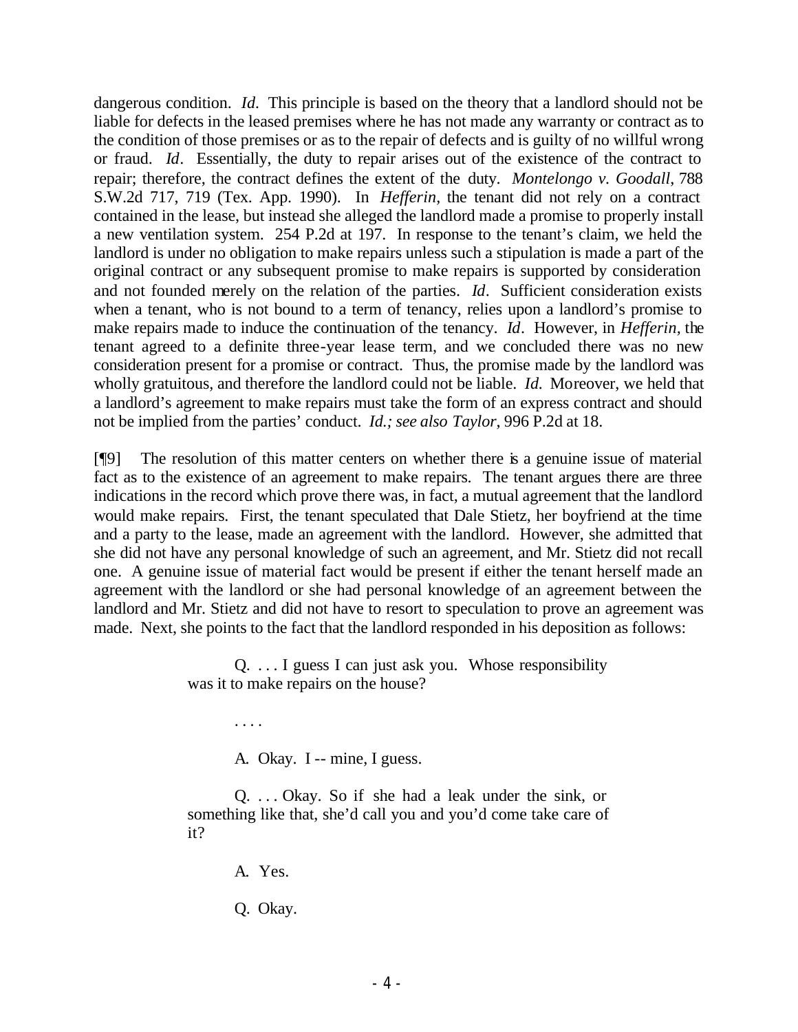dangerous condition. *Id*. This principle is based on the theory that a landlord should not be liable for defects in the leased premises where he has not made any warranty or contract as to the condition of those premises or as to the repair of defects and is guilty of no willful wrong or fraud. *Id*. Essentially, the duty to repair arises out of the existence of the contract to repair; therefore, the contract defines the extent of the duty. *Montelongo v. Goodall*, 788 S.W.2d 717, 719 (Tex. App. 1990). In *Hefferin,* the tenant did not rely on a contract contained in the lease, but instead she alleged the landlord made a promise to properly install a new ventilation system. 254 P.2d at 197. In response to the tenant's claim, we held the landlord is under no obligation to make repairs unless such a stipulation is made a part of the original contract or any subsequent promise to make repairs is supported by consideration and not founded merely on the relation of the parties. *Id*. Sufficient consideration exists when a tenant, who is not bound to a term of tenancy, relies upon a landlord's promise to make repairs made to induce the continuation of the tenancy. *Id*. However, in *Hefferin,* the tenant agreed to a definite three-year lease term, and we concluded there was no new consideration present for a promise or contract. Thus, the promise made by the landlord was wholly gratuitous, and therefore the landlord could not be liable. *Id.* Moreover, we held that a landlord's agreement to make repairs must take the form of an express contract and should not be implied from the parties' conduct. *Id.; see also Taylor*, 996 P.2d at 18.

[¶9] The resolution of this matter centers on whether there is a genuine issue of material fact as to the existence of an agreement to make repairs. The tenant argues there are three indications in the record which prove there was, in fact, a mutual agreement that the landlord would make repairs. First, the tenant speculated that Dale Stietz, her boyfriend at the time and a party to the lease, made an agreement with the landlord. However, she admitted that she did not have any personal knowledge of such an agreement, and Mr. Stietz did not recall one. A genuine issue of material fact would be present if either the tenant herself made an agreement with the landlord or she had personal knowledge of an agreement between the landlord and Mr. Stietz and did not have to resort to speculation to prove an agreement was made. Next, she points to the fact that the landlord responded in his deposition as follows:

> Q. . . . I guess I can just ask you. Whose responsibility was it to make repairs on the house?
>
> . . . .
>
> A. Okay. I -- mine, I guess.
>
> Q. . . . Okay. So if she had a leak under the sink, or something like that, she'd call you and you'd come take care of it?
>
> A. Yes.
>
> Q. Okay.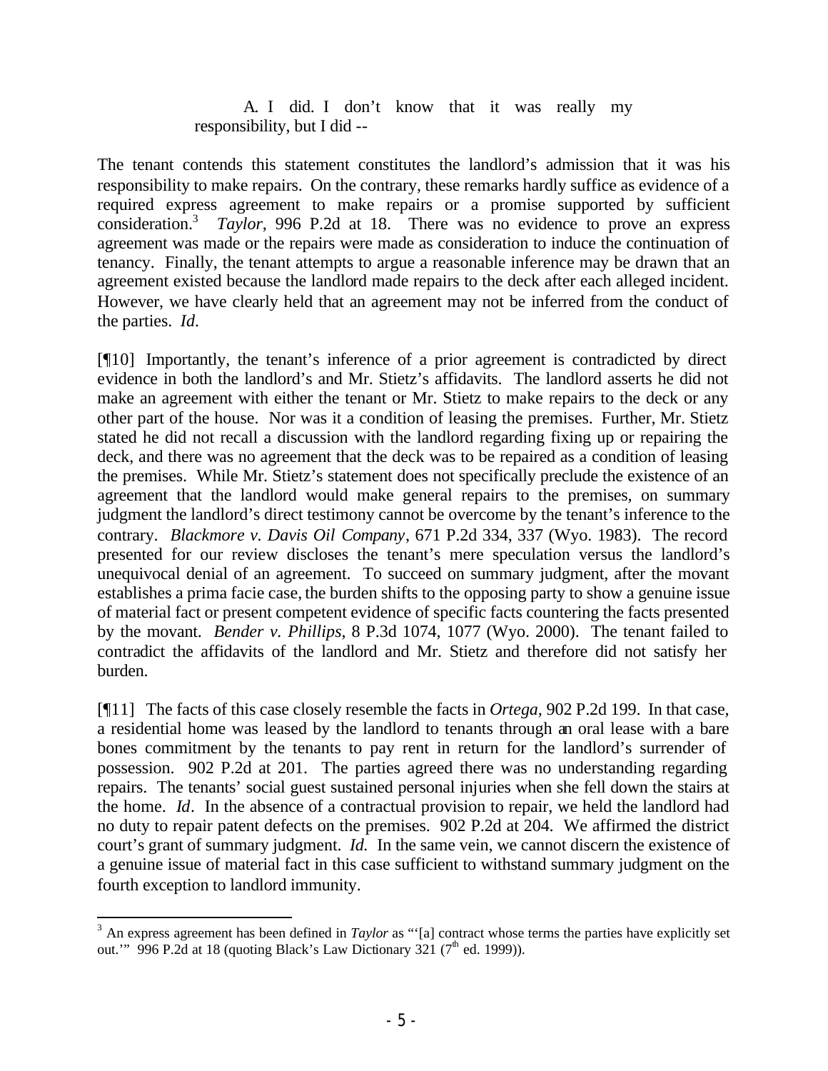> A. I did. I don't know that it was really my responsibility, but I did --

The tenant contends this statement constitutes the landlord's admission that it was his responsibility to make repairs. On the contrary, these remarks hardly suffice as evidence of a required express agreement to make repairs or a promise supported by sufficient consideration.[3] *Taylor*, 996 P.2d at 18. There was no evidence to prove an express agreement was made or the repairs were made as consideration to induce the continuation of tenancy. Finally, the tenant attempts to argue a reasonable inference may be drawn that an agreement existed because the landlord made repairs to the deck after each alleged incident. However, we have clearly held that an agreement may not be inferred from the conduct of the parties. *Id*.

[¶10] Importantly, the tenant's inference of a prior agreement is contradicted by direct evidence in both the landlord's and Mr. Stietz's affidavits. The landlord asserts he did not make an agreement with either the tenant or Mr. Stietz to make repairs to the deck or any other part of the house. Nor was it a condition of leasing the premises. Further, Mr. Stietz stated he did not recall a discussion with the landlord regarding fixing up or repairing the deck, and there was no agreement that the deck was to be repaired as a condition of leasing the premises. While Mr. Stietz's statement does not specifically preclude the existence of an agreement that the landlord would make general repairs to the premises, on summary judgment the landlord's direct testimony cannot be overcome by the tenant's inference to the contrary. *Blackmore v. Davis Oil Company*, 671 P.2d 334, 337 (Wyo. 1983). The record presented for our review discloses the tenant's mere speculation versus the landlord's unequivocal denial of an agreement. To succeed on summary judgment, after the movant establishes a prima facie case, the burden shifts to the opposing party to show a genuine issue of material fact or present competent evidence of specific facts countering the facts presented by the movant. *Bender v. Phillips*, 8 P.3d 1074, 1077 (Wyo. 2000). The tenant failed to contradict the affidavits of the landlord and Mr. Stietz and therefore did not satisfy her burden.

[¶11] The facts of this case closely resemble the facts in *Ortega*, 902 P.2d 199. In that case, a residential home was leased by the landlord to tenants through an oral lease with a bare bones commitment by the tenants to pay rent in return for the landlord's surrender of possession. 902 P.2d at 201. The parties agreed there was no understanding regarding repairs. The tenants' social guest sustained personal injuries when she fell down the stairs at the home. *Id*. In the absence of a contractual provision to repair, we held the landlord had no duty to repair patent defects on the premises. 902 P.2d at 204. We affirmed the district court's grant of summary judgment. *Id*. In the same vein, we cannot discern the existence of a genuine issue of material fact in this case sufficient to withstand summary judgment on the fourth exception to landlord immunity.

---

[3] An express agreement has been defined in *Taylor* as "'[a] contract whose terms the parties have explicitly set out.'" 996 P.2d at 18 (quoting Black's Law Dictionary 321 (7th ed. 1999)).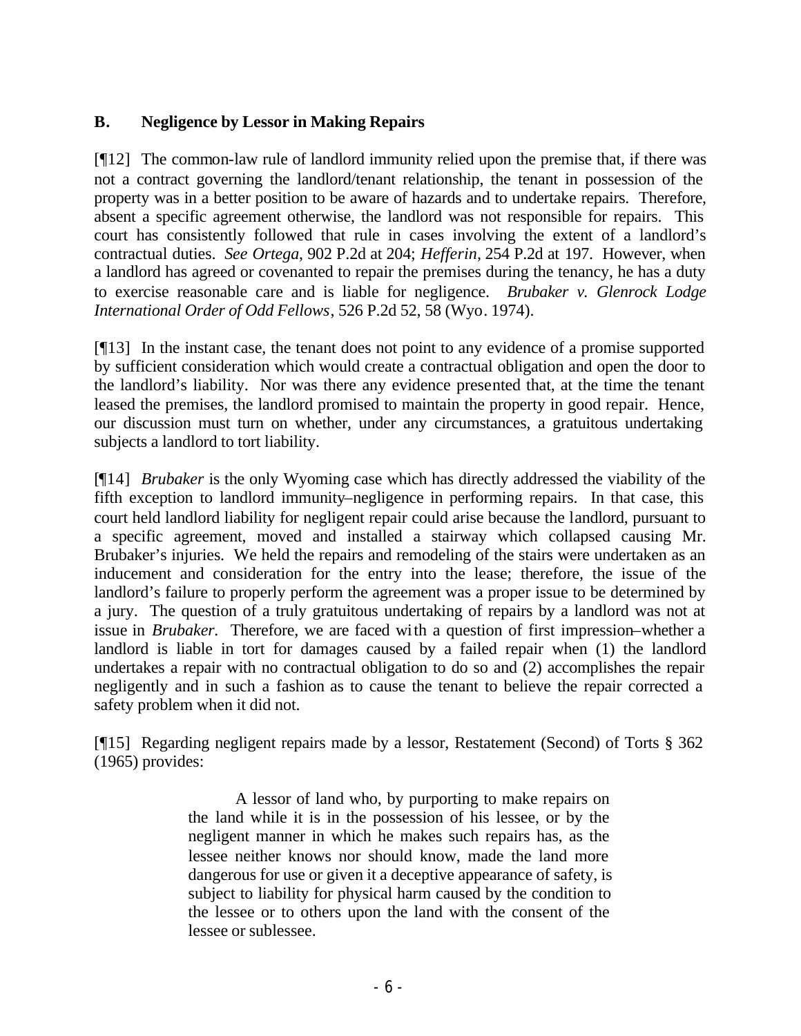## B. Negligence by Lessor in Making Repairs

[¶12] The common-law rule of landlord immunity relied upon the premise that, if there was not a contract governing the landlord/tenant relationship, the tenant in possession of the property was in a better position to be aware of hazards and to undertake repairs. Therefore, absent a specific agreement otherwise, the landlord was not responsible for repairs. This court has consistently followed that rule in cases involving the extent of a landlord's contractual duties. *See Ortega*, 902 P.2d at 204; *Hefferin*, 254 P.2d at 197. However, when a landlord has agreed or covenanted to repair the premises during the tenancy, he has a duty to exercise reasonable care and is liable for negligence. *Brubaker v. Glenrock Lodge International Order of Odd Fellows*, 526 P.2d 52, 58 (Wyo. 1974).

[¶13] In the instant case, the tenant does not point to any evidence of a promise supported by sufficient consideration which would create a contractual obligation and open the door to the landlord's liability. Nor was there any evidence presented that, at the time the tenant leased the premises, the landlord promised to maintain the property in good repair. Hence, our discussion must turn on whether, under any circumstances, a gratuitous undertaking subjects a landlord to tort liability.

[¶14] *Brubaker* is the only Wyoming case which has directly addressed the viability of the fifth exception to landlord immunity–negligence in performing repairs. In that case, this court held landlord liability for negligent repair could arise because the landlord, pursuant to a specific agreement, moved and installed a stairway which collapsed causing Mr. Brubaker's injuries. We held the repairs and remodeling of the stairs were undertaken as an inducement and consideration for the entry into the lease; therefore, the issue of the landlord's failure to properly perform the agreement was a proper issue to be determined by a jury. The question of a truly gratuitous undertaking of repairs by a landlord was not at issue in *Brubaker*. Therefore, we are faced with a question of first impression–whether a landlord is liable in tort for damages caused by a failed repair when (1) the landlord undertakes a repair with no contractual obligation to do so and (2) accomplishes the repair negligently and in such a fashion as to cause the tenant to believe the repair corrected a safety problem when it did not.

[¶15] Regarding negligent repairs made by a lessor, Restatement (Second) of Torts § 362 (1965) provides:

> A lessor of land who, by purporting to make repairs on the land while it is in the possession of his lessee, or by the negligent manner in which he makes such repairs has, as the lessee neither knows nor should know, made the land more dangerous for use or given it a deceptive appearance of safety, is subject to liability for physical harm caused by the condition to the lessee or to others upon the land with the consent of the lessee or sublessee.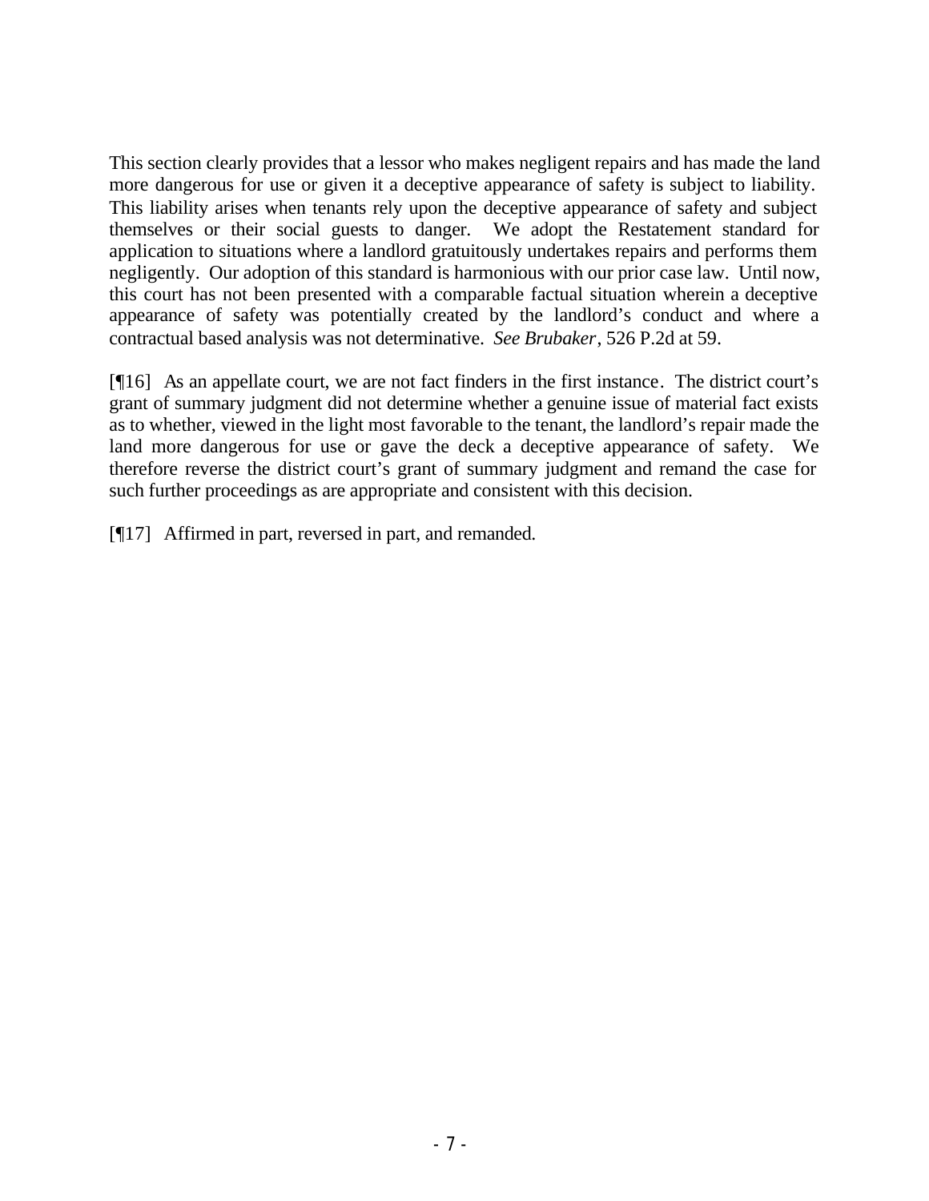This section clearly provides that a lessor who makes negligent repairs and has made the land more dangerous for use or given it a deceptive appearance of safety is subject to liability. This liability arises when tenants rely upon the deceptive appearance of safety and subject themselves or their social guests to danger. We adopt the Restatement standard for application to situations where a landlord gratuitously undertakes repairs and performs them negligently. Our adoption of this standard is harmonious with our prior case law. Until now, this court has not been presented with a comparable factual situation wherein a deceptive appearance of safety was potentially created by the landlord's conduct and where a contractual based analysis was not determinative. *See Brubaker*, 526 P.2d at 59.

[¶16] As an appellate court, we are not fact finders in the first instance. The district court's grant of summary judgment did not determine whether a genuine issue of material fact exists as to whether, viewed in the light most favorable to the tenant, the landlord's repair made the land more dangerous for use or gave the deck a deceptive appearance of safety. We therefore reverse the district court's grant of summary judgment and remand the case for such further proceedings as are appropriate and consistent with this decision.

[¶17] Affirmed in part, reversed in part, and remanded.